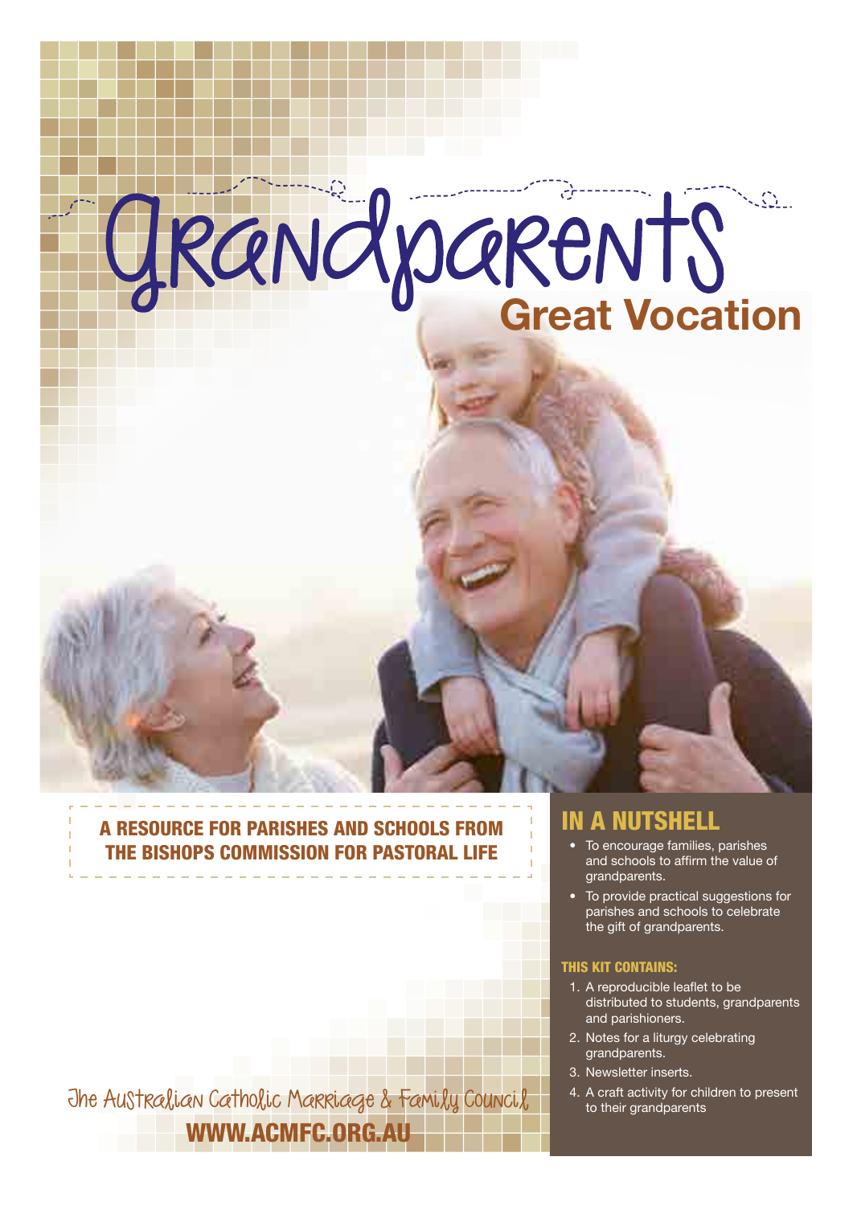# Grandparents

## Great Vocation

**A RESOURCE FOR PARISHES AND SCHOOLS FROM THE BISHOPS COMMISSION FOR PASTORAL LIFE**

## IN A NUTSHELL

- To encourage families, parishes and schools to affirm the value of grandparents.
- To provide practical suggestions for parishes and schools to celebrate the gift of grandparents.

### THIS KIT CONTAINS:

1. A reproducible leaflet to be distributed to students, grandparents and parishioners.
2. Notes for a liturgy celebrating grandparents.
3. Newsletter inserts.
4. A craft activity for children to present to their grandparents

The Australian Catholic Marriage & Family Council

**WWW.ACMFC.ORG.AU**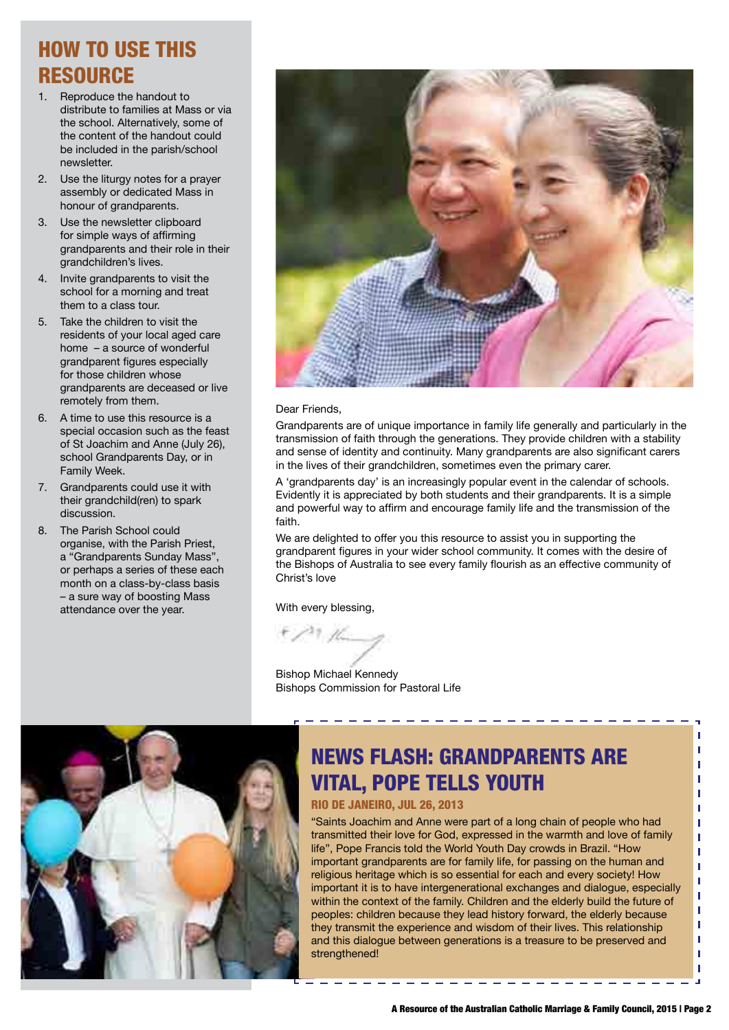## HOW TO USE THIS RESOURCE

1. Reproduce the handout to distribute to families at Mass or via the school. Alternatively, some of the content of the handout could be included in the parish/school newsletter.
2. Use the liturgy notes for a prayer assembly or dedicated Mass in honour of grandparents.
3. Use the newsletter clipboard for simple ways of affirming grandparents and their role in their grandchildren's lives.
4. Invite grandparents to visit the school for a morning and treat them to a class tour.
5. Take the children to visit the residents of your local aged care home – a source of wonderful grandparent figures especially for those children whose grandparents are deceased or live remotely from them.
6. A time to use this resource is a special occasion such as the feast of St Joachim and Anne (July 26), school Grandparents Day, or in Family Week.
7. Grandparents could use it with their grandchild(ren) to spark discussion.
8. The Parish School could organise, with the Parish Priest, a "Grandparents Sunday Mass", or perhaps a series of these each month on a class-by-class basis – a sure way of boosting Mass attendance over the year.

Dear Friends,

Grandparents are of unique importance in family life generally and particularly in the transmission of faith through the generations. They provide children with a stability and sense of identity and continuity. Many grandparents are also significant carers in the lives of their grandchildren, sometimes even the primary carer.

A 'grandparents day' is an increasingly popular event in the calendar of schools. Evidently it is appreciated by both students and their grandparents. It is a simple and powerful way to affirm and encourage family life and the transmission of the faith.

We are delighted to offer you this resource to assist you in supporting the grandparent figures in your wider school community. It comes with the desire of the Bishops of Australia to see every family flourish as an effective community of Christ's love

With every blessing,

Bishop Michael Kennedy
Bishops Commission for Pastoral Life

## NEWS FLASH: GRANDPARENTS ARE VITAL, POPE TELLS YOUTH

**RIO DE JANEIRO, JUL 26, 2013**

"Saints Joachim and Anne were part of a long chain of people who had transmitted their love for God, expressed in the warmth and love of family life", Pope Francis told the World Youth Day crowds in Brazil. "How important grandparents are for family life, for passing on the human and religious heritage which is so essential for each and every society! How important it is to have intergenerational exchanges and dialogue, especially within the context of the family. Children and the elderly build the future of peoples: children because they lead history forward, the elderly because they transmit the experience and wisdom of their lives. This relationship and this dialogue between generations is a treasure to be preserved and strengthened!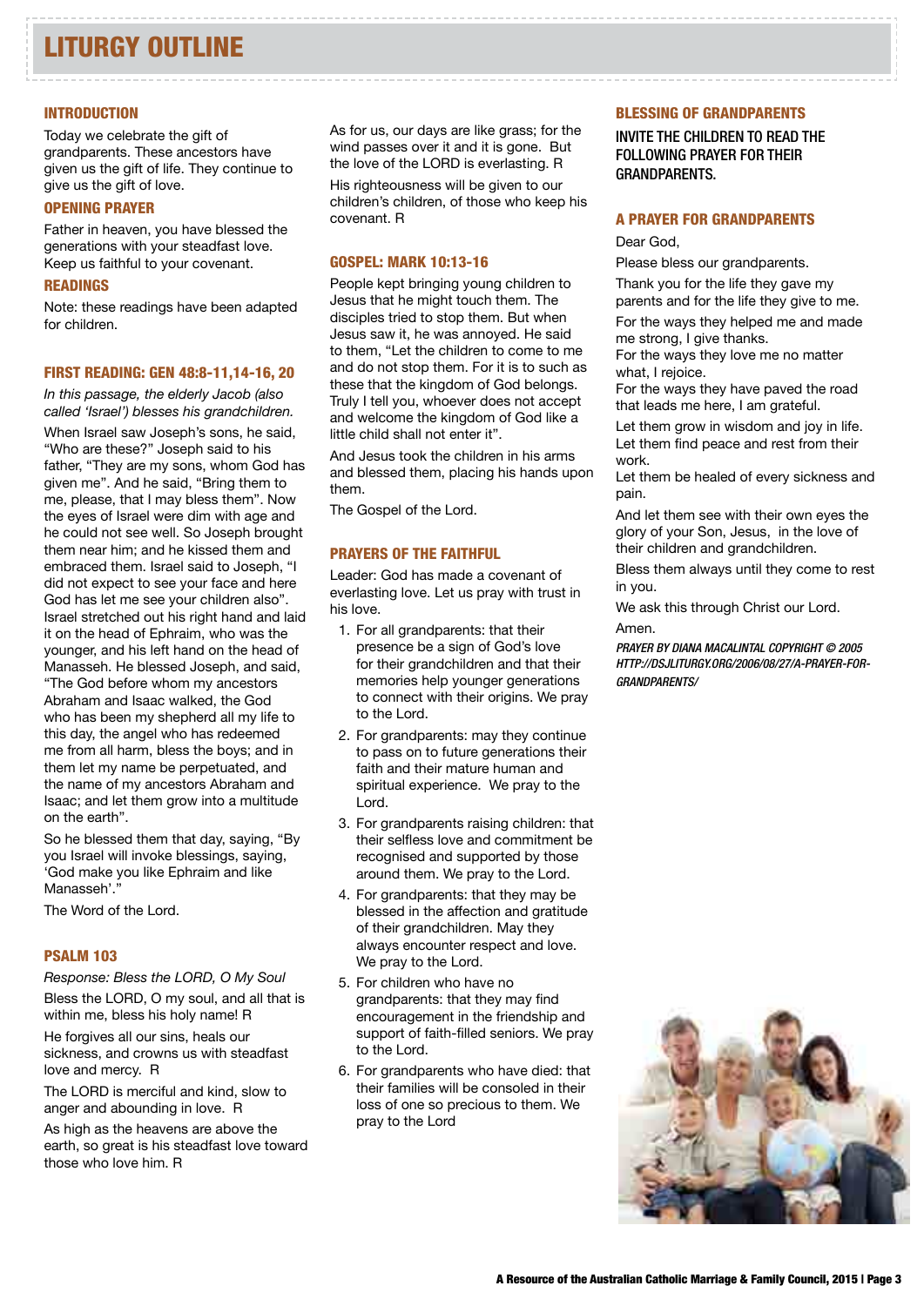# LITURGY OUTLINE

## INTRODUCTION

Today we celebrate the gift of grandparents. These ancestors have given us the gift of life. They continue to give us the gift of love.

## OPENING PRAYER

Father in heaven, you have blessed the generations with your steadfast love. Keep us faithful to your covenant.

## READINGS

Note: these readings have been adapted for children.

## FIRST READING: GEN 48:8-11,14-16, 20

*In this passage, the elderly Jacob (also called 'Israel') blesses his grandchildren.*

When Israel saw Joseph's sons, he said, "Who are these?" Joseph said to his father, "They are my sons, whom God has given me". And he said, "Bring them to me, please, that I may bless them". Now the eyes of Israel were dim with age and he could not see well. So Joseph brought them near him; and he kissed them and embraced them. Israel said to Joseph, "I did not expect to see your face and here God has let me see your children also". Israel stretched out his right hand and laid it on the head of Ephraim, who was the younger, and his left hand on the head of Manasseh. He blessed Joseph, and said, "The God before whom my ancestors Abraham and Isaac walked, the God who has been my shepherd all my life to this day, the angel who has redeemed me from all harm, bless the boys; and in them let my name be perpetuated, and the name of my ancestors Abraham and Isaac; and let them grow into a multitude on the earth".

So he blessed them that day, saying, "By you Israel will invoke blessings, saying, 'God make you like Ephraim and like Manasseh'."

The Word of the Lord.

## PSALM 103

*Response: Bless the LORD, O My Soul*

Bless the LORD, O my soul, and all that is within me, bless his holy name! R

He forgives all our sins, heals our sickness, and crowns us with steadfast love and mercy. R

The LORD is merciful and kind, slow to anger and abounding in love. R

As high as the heavens are above the earth, so great is his steadfast love toward those who love him. R

As for us, our days are like grass; for the wind passes over it and it is gone. But the love of the LORD is everlasting. R

His righteousness will be given to our children's children, of those who keep his covenant. R

## GOSPEL: MARK 10:13-16

People kept bringing young children to Jesus that he might touch them. The disciples tried to stop them. But when Jesus saw it, he was annoyed. He said to them, "Let the children to come to me and do not stop them. For it is to such as these that the kingdom of God belongs. Truly I tell you, whoever does not accept and welcome the kingdom of God like a little child shall not enter it".

And Jesus took the children in his arms and blessed them, placing his hands upon them.

The Gospel of the Lord.

## PRAYERS OF THE FAITHFUL

Leader: God has made a covenant of everlasting love. Let us pray with trust in his love.

1. For all grandparents: that their presence be a sign of God's love for their grandchildren and that their memories help younger generations to connect with their origins. We pray to the Lord.
2. For grandparents: may they continue to pass on to future generations their faith and their mature human and spiritual experience. We pray to the Lord.
3. For grandparents raising children: that their selfless love and commitment be recognised and supported by those around them. We pray to the Lord.
4. For grandparents: that they may be blessed in the affection and gratitude of their grandchildren. May they always encounter respect and love. We pray to the Lord.
5. For children who have no grandparents: that they may find encouragement in the friendship and support of faith-filled seniors. We pray to the Lord.
6. For grandparents who have died: that their families will be consoled in their loss of one so precious to them. We pray to the Lord

## BLESSING OF GRANDPARENTS

INVITE THE CHILDREN TO READ THE FOLLOWING PRAYER FOR THEIR GRANDPARENTS.

## A PRAYER FOR GRANDPARENTS

Dear God,

Please bless our grandparents.

Thank you for the life they gave my parents and for the life they give to me.

For the ways they helped me and made me strong, I give thanks.
For the ways they love me no matter what, I rejoice.
For the ways they have paved the road that leads me here, I am grateful.

Let them grow in wisdom and joy in life.
Let them find peace and rest from their work.
Let them be healed of every sickness and pain.

And let them see with their own eyes the glory of your Son, Jesus, in the love of their children and grandchildren.

Bless them always until they come to rest in you.

We ask this through Christ our Lord.

Amen.

*PRAYER BY DIANA MACALINTAL COPYRIGHT © 2005 HTTP://DSJLITURGY.ORG/2006/08/27/A-PRAYER-FOR-GRANDPARENTS/*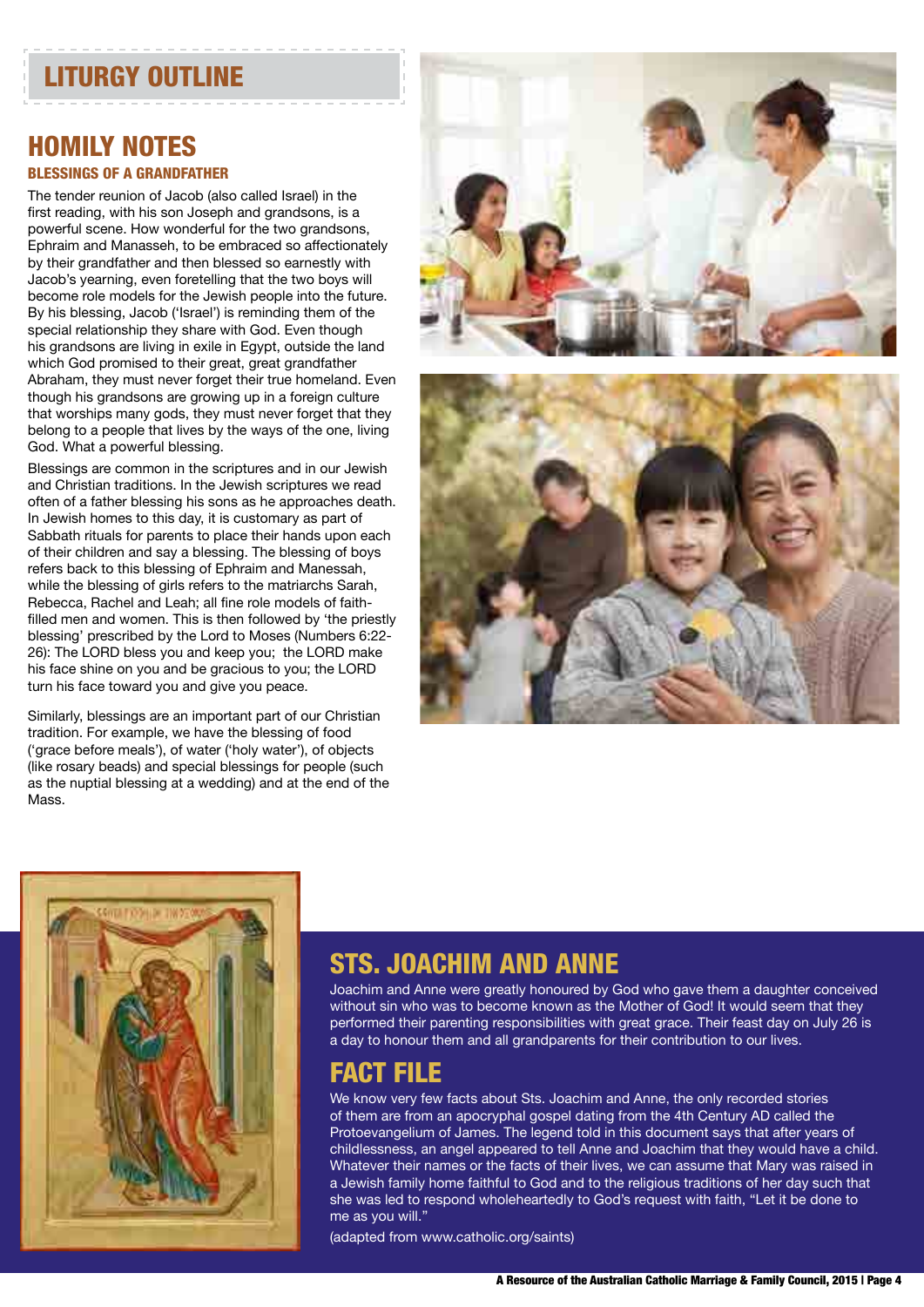## LITURGY OUTLINE

## HOMILY NOTES

### BLESSINGS OF A GRANDFATHER

The tender reunion of Jacob (also called Israel) in the first reading, with his son Joseph and grandsons, is a powerful scene. How wonderful for the two grandsons, Ephraim and Manasseh, to be embraced so affectionately by their grandfather and then blessed so earnestly with Jacob's yearning, even foretelling that the two boys will become role models for the Jewish people into the future. By his blessing, Jacob ('Israel') is reminding them of the special relationship they share with God. Even though his grandsons are living in exile in Egypt, outside the land which God promised to their great, great grandfather Abraham, they must never forget their true homeland. Even though his grandsons are growing up in a foreign culture that worships many gods, they must never forget that they belong to a people that lives by the ways of the one, living God. What a powerful blessing.

Blessings are common in the scriptures and in our Jewish and Christian traditions. In the Jewish scriptures we read often of a father blessing his sons as he approaches death. In Jewish homes to this day, it is customary as part of Sabbath rituals for parents to place their hands upon each of their children and say a blessing. The blessing of boys refers back to this blessing of Ephraim and Manessah, while the blessing of girls refers to the matriarchs Sarah, Rebecca, Rachel and Leah; all fine role models of faith-filled men and women. This is then followed by 'the priestly blessing' prescribed by the Lord to Moses (Numbers 6:22-26): The LORD bless you and keep you; the LORD make his face shine on you and be gracious to you; the LORD turn his face toward you and give you peace.

Similarly, blessings are an important part of our Christian tradition. For example, we have the blessing of food ('grace before meals'), of water ('holy water'), of objects (like rosary beads) and special blessings for people (such as the nuptial blessing at a wedding) and at the end of the Mass.

## STS. JOACHIM AND ANNE

Joachim and Anne were greatly honoured by God who gave them a daughter conceived without sin who was to become known as the Mother of God! It would seem that they performed their parenting responsibilities with great grace. Their feast day on July 26 is a day to honour them and all grandparents for their contribution to our lives.

## FACT FILE

We know very few facts about Sts. Joachim and Anne, the only recorded stories of them are from an apocryphal gospel dating from the 4th Century AD called the Protoevangelium of James. The legend told in this document says that after years of childlessness, an angel appeared to tell Anne and Joachim that they would have a child. Whatever their names or the facts of their lives, we can assume that Mary was raised in a Jewish family home faithful to God and to the religious traditions of her day such that she was led to respond wholeheartedly to God's request with faith, "Let it be done to me as you will."

(adapted from www.catholic.org/saints)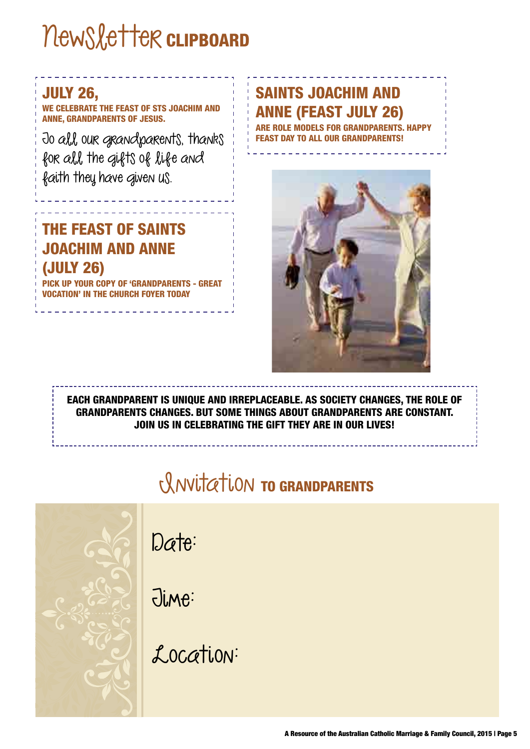# Newsletter CLIPBOARD

**JULY 26,**

**WE CELEBRATE THE FEAST OF STS JOACHIM AND ANNE, GRANDPARENTS OF JESUS.**

To all our grandparents, thanks for all the gifts of life and faith they have given us.

**SAINTS JOACHIM AND ANNE (FEAST JULY 26)**

**ARE ROLE MODELS FOR GRANDPARENTS. HAPPY FEAST DAY TO ALL OUR GRANDPARENTS!**

**THE FEAST OF SAINTS JOACHIM AND ANNE (JULY 26)**

**PICK UP YOUR COPY OF 'GRANDPARENTS - GREAT VOCATION' IN THE CHURCH FOYER TODAY**

**EACH GRANDPARENT IS UNIQUE AND IRREPLACEABLE. AS SOCIETY CHANGES, THE ROLE OF GRANDPARENTS CHANGES. BUT SOME THINGS ABOUT GRANDPARENTS ARE CONSTANT. JOIN US IN CELEBRATING THE GIFT THEY ARE IN OUR LIVES!**

## Invitation TO GRANDPARENTS

Date:

Time:

Location: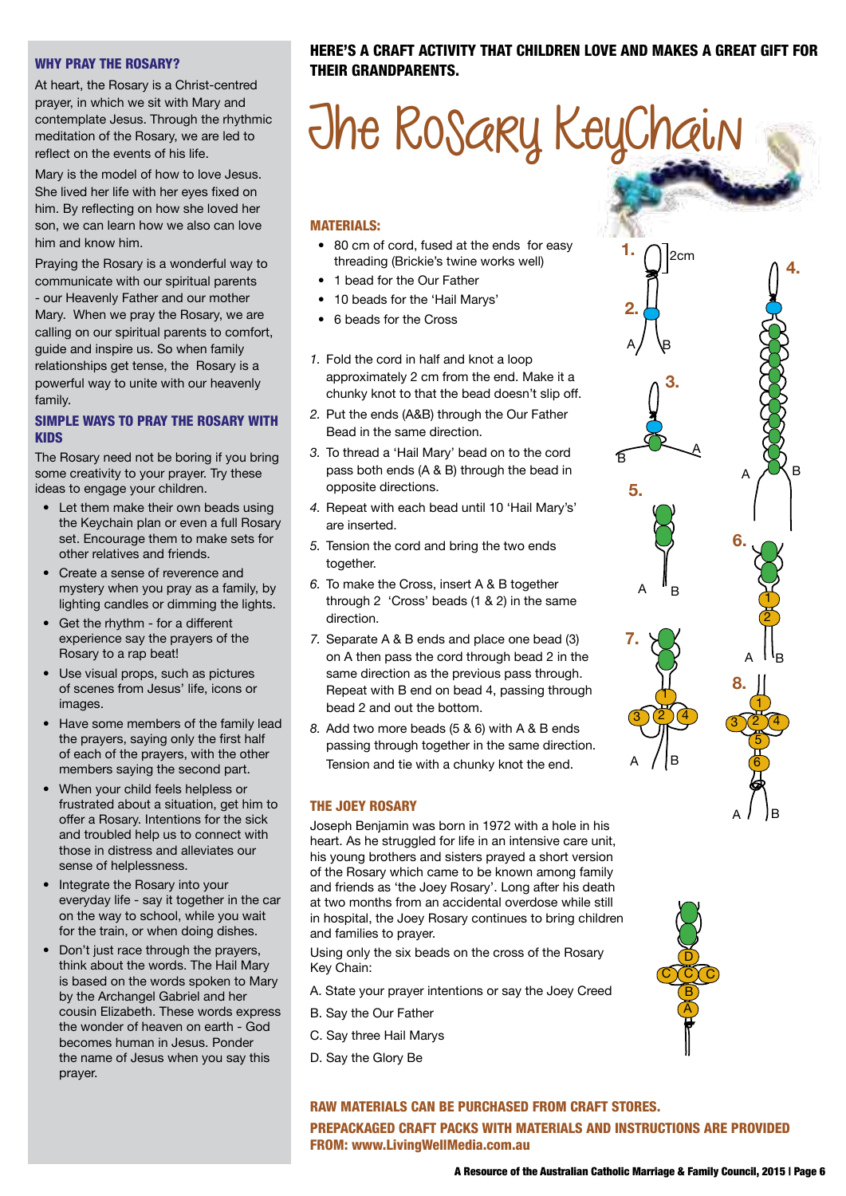## WHY PRAY THE ROSARY?

At heart, the Rosary is a Christ-centred prayer, in which we sit with Mary and contemplate Jesus. Through the rhythmic meditation of the Rosary, we are led to reflect on the events of his life.

Mary is the model of how to love Jesus. She lived her life with her eyes fixed on him. By reflecting on how she loved her son, we can learn how we also can love him and know him.

Praying the Rosary is a wonderful way to communicate with our spiritual parents - our Heavenly Father and our mother Mary. When we pray the Rosary, we are calling on our spiritual parents to comfort, guide and inspire us. So when family relationships get tense, the Rosary is a powerful way to unite with our heavenly family.

## SIMPLE WAYS TO PRAY THE ROSARY WITH KIDS

The Rosary need not be boring if you bring some creativity to your prayer. Try these ideas to engage your children.

- Let them make their own beads using the Keychain plan or even a full Rosary set. Encourage them to make sets for other relatives and friends.
- Create a sense of reverence and mystery when you pray as a family, by lighting candles or dimming the lights.
- Get the rhythm - for a different experience say the prayers of the Rosary to a rap beat!
- Use visual props, such as pictures of scenes from Jesus' life, icons or images.
- Have some members of the family lead the prayers, saying only the first half of each of the prayers, with the other members saying the second part.
- When your child feels helpless or frustrated about a situation, get him to offer a Rosary. Intentions for the sick and troubled help us to connect with those in distress and alleviates our sense of helplessness.
- Integrate the Rosary into your everyday life - say it together in the car on the way to school, while you wait for the train, or when doing dishes.
- Don't just race through the prayers, think about the words. The Hail Mary is based on the words spoken to Mary by the Archangel Gabriel and her cousin Elizabeth. These words express the wonder of heaven on earth - God becomes human in Jesus. Ponder the name of Jesus when you say this prayer.

**HERE'S A CRAFT ACTIVITY THAT CHILDREN LOVE AND MAKES A GREAT GIFT FOR THEIR GRANDPARENTS.**

# The Rosary KeyChain

## MATERIALS:

- 80 cm of cord, fused at the ends for easy threading (Brickie's twine works well)
- 1 bead for the Our Father
- 10 beads for the 'Hail Marys'
- 6 beads for the Cross

1. Fold the cord in half and knot a loop approximately 2 cm from the end. Make it a chunky knot to that the bead doesn't slip off.
2. Put the ends (A&B) through the Our Father Bead in the same direction.
3. To thread a 'Hail Mary' bead on to the cord pass both ends (A & B) through the bead in opposite directions.
4. Repeat with each bead until 10 'Hail Mary's' are inserted.
5. Tension the cord and bring the two ends together.
6. To make the Cross, insert A & B together through 2 'Cross' beads (1 & 2) in the same direction.
7. Separate A & B ends and place one bead (3) on A then pass the cord through bead 2 in the same direction as the previous pass through. Repeat with B end on bead 4, passing through bead 2 and out the bottom.
8. Add two more beads (5 & 6) with A & B ends passing through together in the same direction. Tension and tie with a chunky knot the end.

1. 2cm
2. A B
3. B A
4. A B
5. A B
6. 1 2 A B
7. 3 2 4 1 A B
8. 1 3 2 4 5 6 A B

## THE JOEY ROSARY

Joseph Benjamin was born in 1972 with a hole in his heart. As he struggled for life in an intensive care unit, his young brothers and sisters prayed a short version of the Rosary which came to be known among family and friends as 'the Joey Rosary'. Long after his death at two months from an accidental overdose while still in hospital, the Joey Rosary continues to bring children and families to prayer.

Using only the six beads on the cross of the Rosary Key Chain:

A. State your prayer intentions or say the Joey Creed

B. Say the Our Father

C. Say three Hail Marys

D. Say the Glory Be

D C C C B A

**RAW MATERIALS CAN BE PURCHASED FROM CRAFT STORES.**

**PREPACKAGED CRAFT PACKS WITH MATERIALS AND INSTRUCTIONS ARE PROVIDED FROM: www.LivingWellMedia.com.au**

A Resource of the Australian Catholic Marriage & Family Council, 2015